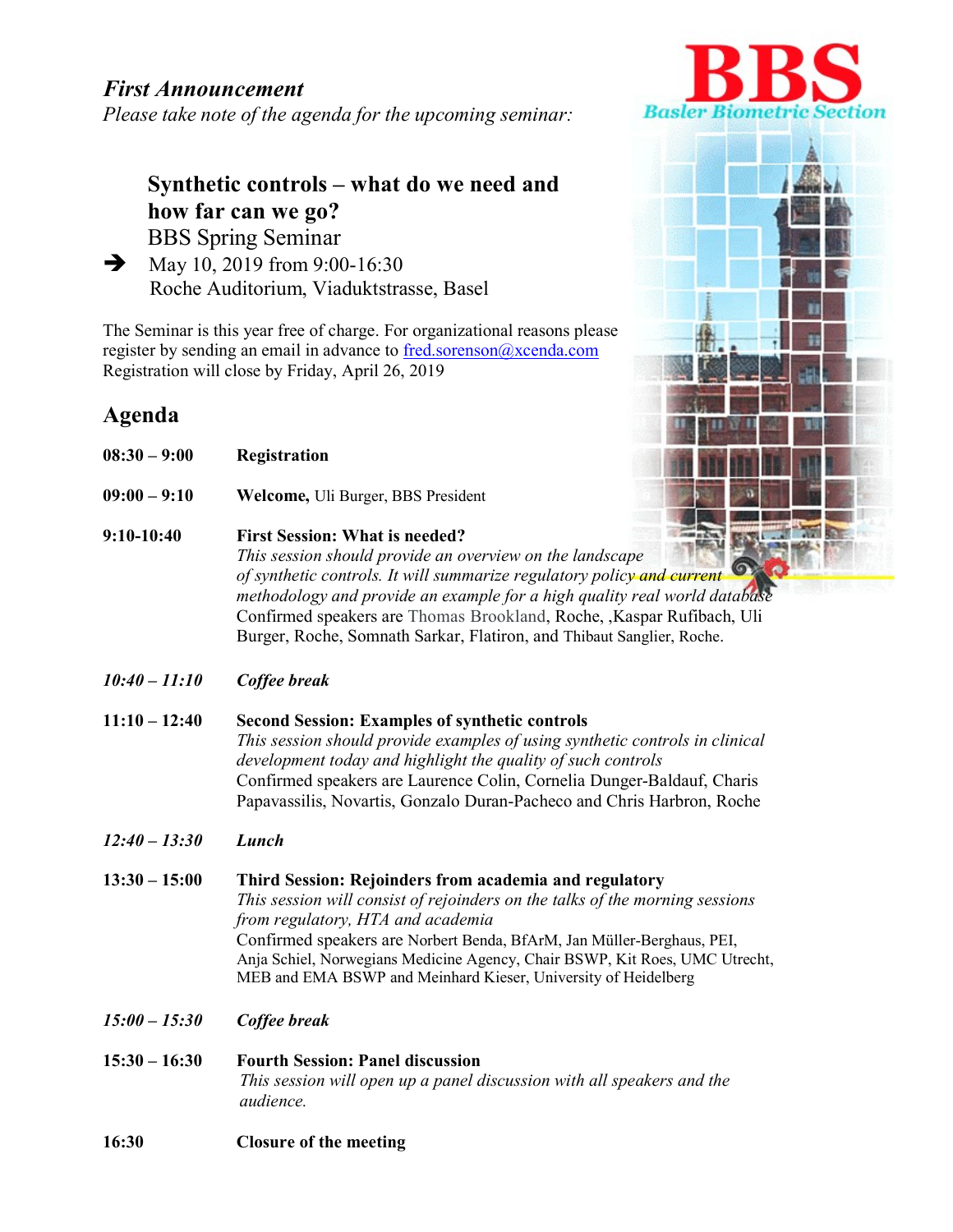***First Announcement***

*Please take note of the agenda for the upcoming seminar:*

**Synthetic controls – what do we need and how far can we go?**

BBS Spring Seminar

➔ May 10, 2019 from 9:00-16:30

Roche Auditorium, Viaduktstrasse, Basel

The Seminar is this year free of charge. For organizational reasons please register by sending an email in advance to fred.sorenson@xcenda.com

Registration will close by Friday, April 26, 2019

## Agenda

**08:30 – 9:00** **Registration**

**09:00 – 9:10** **Welcome,** Uli Burger, BBS President

**9:10-10:40** **First Session: What is needed?**

*This session should provide an overview on the landscape of synthetic controls. It will summarize regulatory policy and current methodology and provide an example for a high quality real world database*

Confirmed speakers are Thomas Brookland, Roche, ,Kaspar Rufibach, Uli Burger, Roche, Somnath Sarkar, Flatiron, and Thibaut Sanglier, Roche.

***10:40 – 11:10*** ***Coffee break***

**11:10 – 12:40** **Second Session: Examples of synthetic controls**

*This session should provide examples of using synthetic controls in clinical development today and highlight the quality of such controls*

Confirmed speakers are Laurence Colin, Cornelia Dunger-Baldauf, Charis Papavassilis, Novartis, Gonzalo Duran-Pacheco and Chris Harbron, Roche

***12:40 – 13:30*** ***Lunch***

**13:30 – 15:00** **Third Session: Rejoinders from academia and regulatory**

*This session will consist of rejoinders on the talks of the morning sessions from regulatory, HTA and academia*

Confirmed speakers are Norbert Benda, BfArM, Jan Müller-Berghaus, PEI, Anja Schiel, Norwegians Medicine Agency, Chair BSWP, Kit Roes, UMC Utrecht, MEB and EMA BSWP and Meinhard Kieser, University of Heidelberg

***15:00 – 15:30*** ***Coffee break***

**15:30 – 16:30** **Fourth Session: Panel discussion**

*This session will open up a panel discussion with all speakers and the audience.*

**16:30** **Closure of the meeting**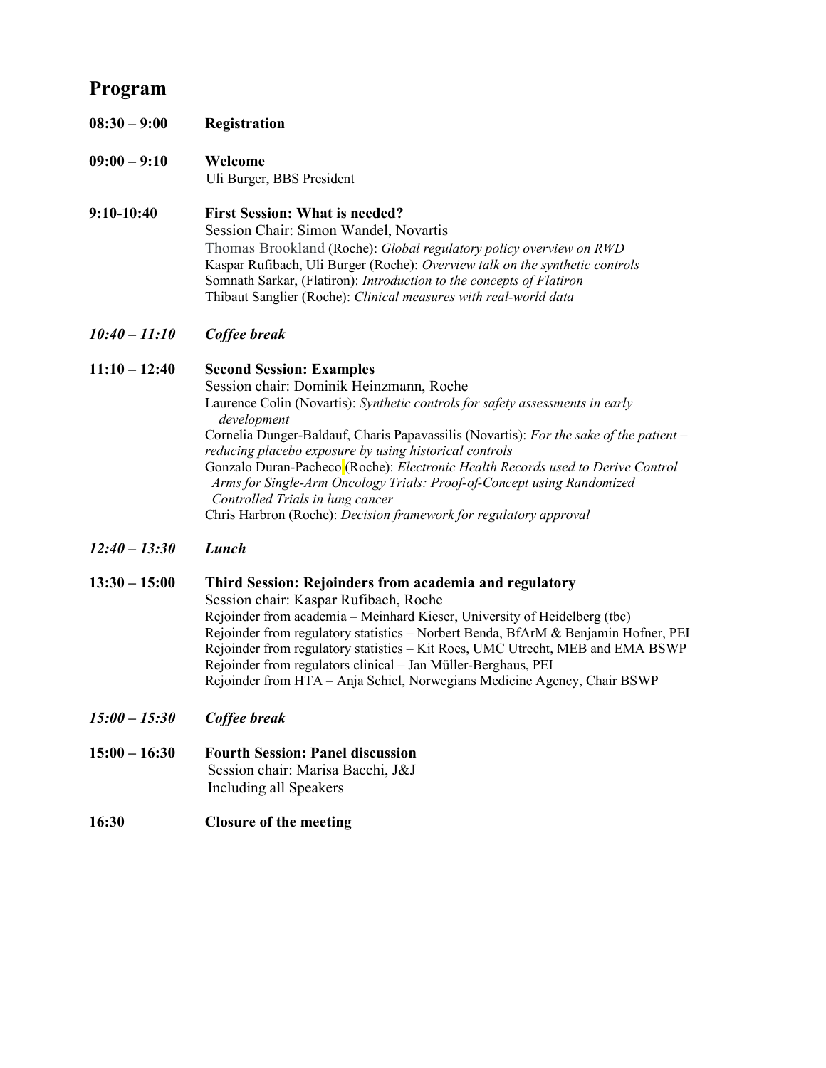## Program

**08:30 – 9:00** **Registration**

**09:00 – 9:10** **Welcome**
Uli Burger, BBS President

**9:10-10:40** **First Session: What is needed?**
Session Chair: Simon Wandel, Novartis
Thomas Brookland (Roche): *Global regulatory policy overview on RWD*
Kaspar Rufibach, Uli Burger (Roche): *Overview talk on the synthetic controls*
Somnath Sarkar, (Flatiron): *Introduction to the concepts of Flatiron*
Thibaut Sanglier (Roche): *Clinical measures with real-world data*

***10:40 – 11:10*** ***Coffee break***

**11:10 – 12:40** **Second Session: Examples**
Session chair: Dominik Heinzmann, Roche
Laurence Colin (Novartis): *Synthetic controls for safety assessments in early development*
Cornelia Dunger-Baldauf, Charis Papavassilis (Novartis): *For the sake of the patient – reducing placebo exposure by using historical controls*
Gonzalo Duran-Pacheco (Roche): *Electronic Health Records used to Derive Control Arms for Single-Arm Oncology Trials: Proof-of-Concept using Randomized Controlled Trials in lung cancer*
Chris Harbron (Roche): *Decision framework for regulatory approval*

***12:40 – 13:30*** ***Lunch***

**13:30 – 15:00** **Third Session: Rejoinders from academia and regulatory**
Session chair: Kaspar Rufibach, Roche
Rejoinder from academia – Meinhard Kieser, University of Heidelberg (tbc)
Rejoinder from regulatory statistics – Norbert Benda, BfArM & Benjamin Hofner, PEI
Rejoinder from regulatory statistics – Kit Roes, UMC Utrecht, MEB and EMA BSWP
Rejoinder from regulators clinical – Jan Müller-Berghaus, PEI
Rejoinder from HTA – Anja Schiel, Norwegians Medicine Agency, Chair BSWP

***15:00 – 15:30*** ***Coffee break***

**15:00 – 16:30** **Fourth Session: Panel discussion**
Session chair: Marisa Bacchi, J&J
Including all Speakers

**16:30** **Closure of the meeting**